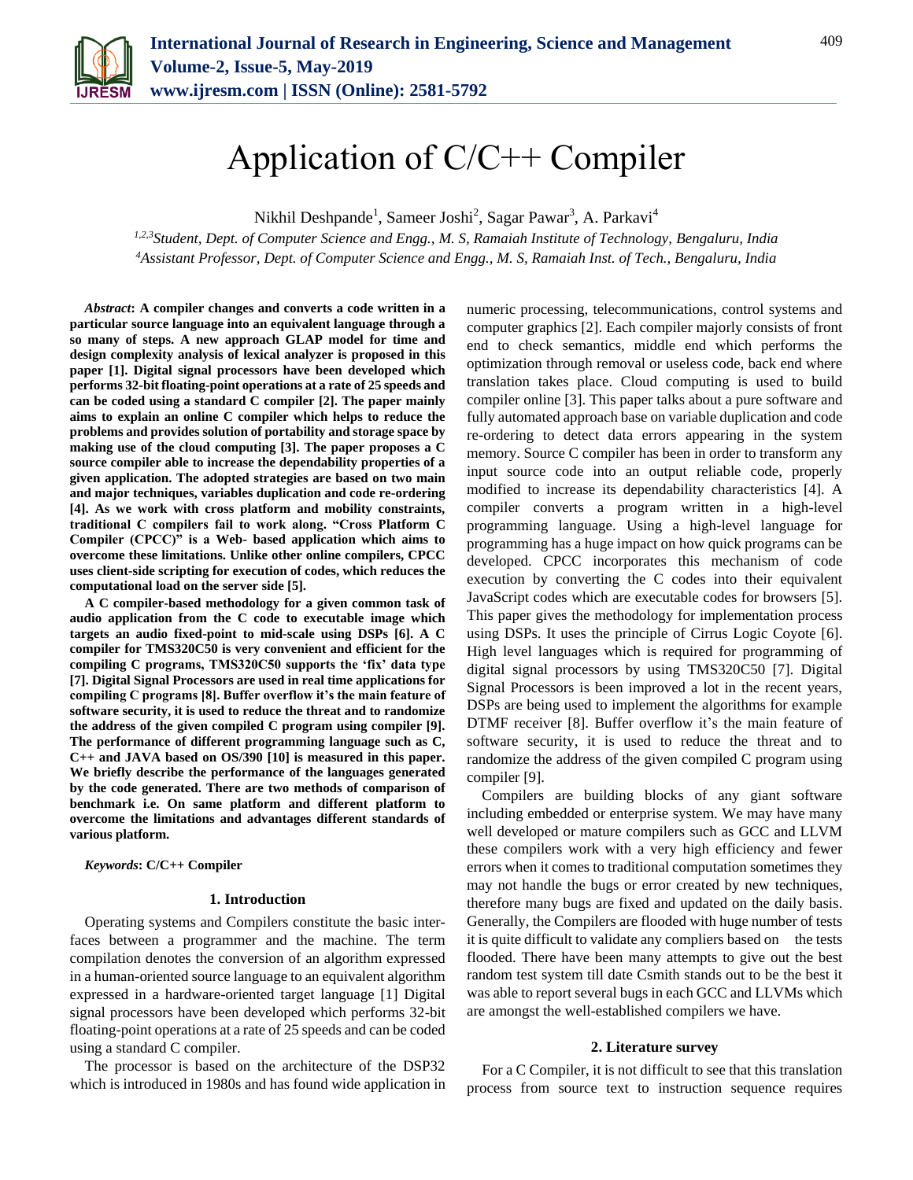# Application of C/C++ Compiler

Nikhil Deshpande[1], Sameer Joshi[2], Sagar Pawar[3], A. Parkavi[4]

[1,2,3]*Student, Dept. of Computer Science and Engg., M. S, Ramaiah Institute of Technology, Bengaluru, India*
[4]*Assistant Professor, Dept. of Computer Science and Engg., M. S, Ramaiah Inst. of Tech., Bengaluru, India*

***Abstract*: A compiler changes and converts a code written in a particular source language into an equivalent language through a so many of steps. A new approach GLAP model for time and design complexity analysis of lexical analyzer is proposed in this paper [1]. Digital signal processors have been developed which performs 32-bit floating-point operations at a rate of 25 speeds and can be coded using a standard C compiler [2]. The paper mainly aims to explain an online C compiler which helps to reduce the problems and provides solution of portability and storage space by making use of the cloud computing [3]. The paper proposes a C source compiler able to increase the dependability properties of a given application. The adopted strategies are based on two main and major techniques, variables duplication and code re-ordering [4]. As we work with cross platform and mobility constraints, traditional C compilers fail to work along. "Cross Platform C Compiler (CPCC)" is a Web- based application which aims to overcome these limitations. Unlike other online compilers, CPCC uses client-side scripting for execution of codes, which reduces the computational load on the server side [5].**

**A C compiler-based methodology for a given common task of audio application from the C code to executable image which targets an audio fixed-point to mid-scale using DSPs [6]. A C compiler for TMS320C50 is very convenient and efficient for the compiling C programs, TMS320C50 supports the 'fix' data type [7]. Digital Signal Processors are used in real time applications for compiling C programs [8]. Buffer overflow it's the main feature of software security, it is used to reduce the threat and to randomize the address of the given compiled C program using compiler [9]. The performance of different programming language such as C, C++ and JAVA based on OS/390 [10] is measured in this paper. We briefly describe the performance of the languages generated by the code generated. There are two methods of comparison of benchmark i.e. On same platform and different platform to overcome the limitations and advantages different standards of various platform.**

***Keywords*: C/C++ Compiler**

## 1. Introduction

Operating systems and Compilers constitute the basic interfaces between a programmer and the machine. The term compilation denotes the conversion of an algorithm expressed in a human-oriented source language to an equivalent algorithm expressed in a hardware-oriented target language [1] Digital signal processors have been developed which performs 32-bit floating-point operations at a rate of 25 speeds and can be coded using a standard C compiler.

The processor is based on the architecture of the DSP32 which is introduced in 1980s and has found wide application in numeric processing, telecommunications, control systems and computer graphics [2]. Each compiler majorly consists of front end to check semantics, middle end which performs the optimization through removal or useless code, back end where translation takes place. Cloud computing is used to build compiler online [3]. This paper talks about a pure software and fully automated approach base on variable duplication and code re-ordering to detect data errors appearing in the system memory. Source C compiler has been in order to transform any input source code into an output reliable code, properly modified to increase its dependability characteristics [4]. A compiler converts a program written in a high-level programming language. Using a high-level language for programming has a huge impact on how quick programs can be developed. CPCC incorporates this mechanism of code execution by converting the C codes into their equivalent JavaScript codes which are executable codes for browsers [5]. This paper gives the methodology for implementation process using DSPs. It uses the principle of Cirrus Logic Coyote [6]. High level languages which is required for programming of digital signal processors by using TMS320C50 [7]. Digital Signal Processors is been improved a lot in the recent years, DSPs are being used to implement the algorithms for example DTMF receiver [8]. Buffer overflow it's the main feature of software security, it is used to reduce the threat and to randomize the address of the given compiled C program using compiler [9].

Compilers are building blocks of any giant software including embedded or enterprise system. We may have many well developed or mature compilers such as GCC and LLVM these compilers work with a very high efficiency and fewer errors when it comes to traditional computation sometimes they may not handle the bugs or error created by new techniques, therefore many bugs are fixed and updated on the daily basis. Generally, the Compilers are flooded with huge number of tests it is quite difficult to validate any compliers based on the tests flooded. There have been many attempts to give out the best random test system till date Csmith stands out to be the best it was able to report several bugs in each GCC and LLVMs which are amongst the well-established compilers we have.

## 2. Literature survey

For a C Compiler, it is not difficult to see that this translation process from source text to instruction sequence requires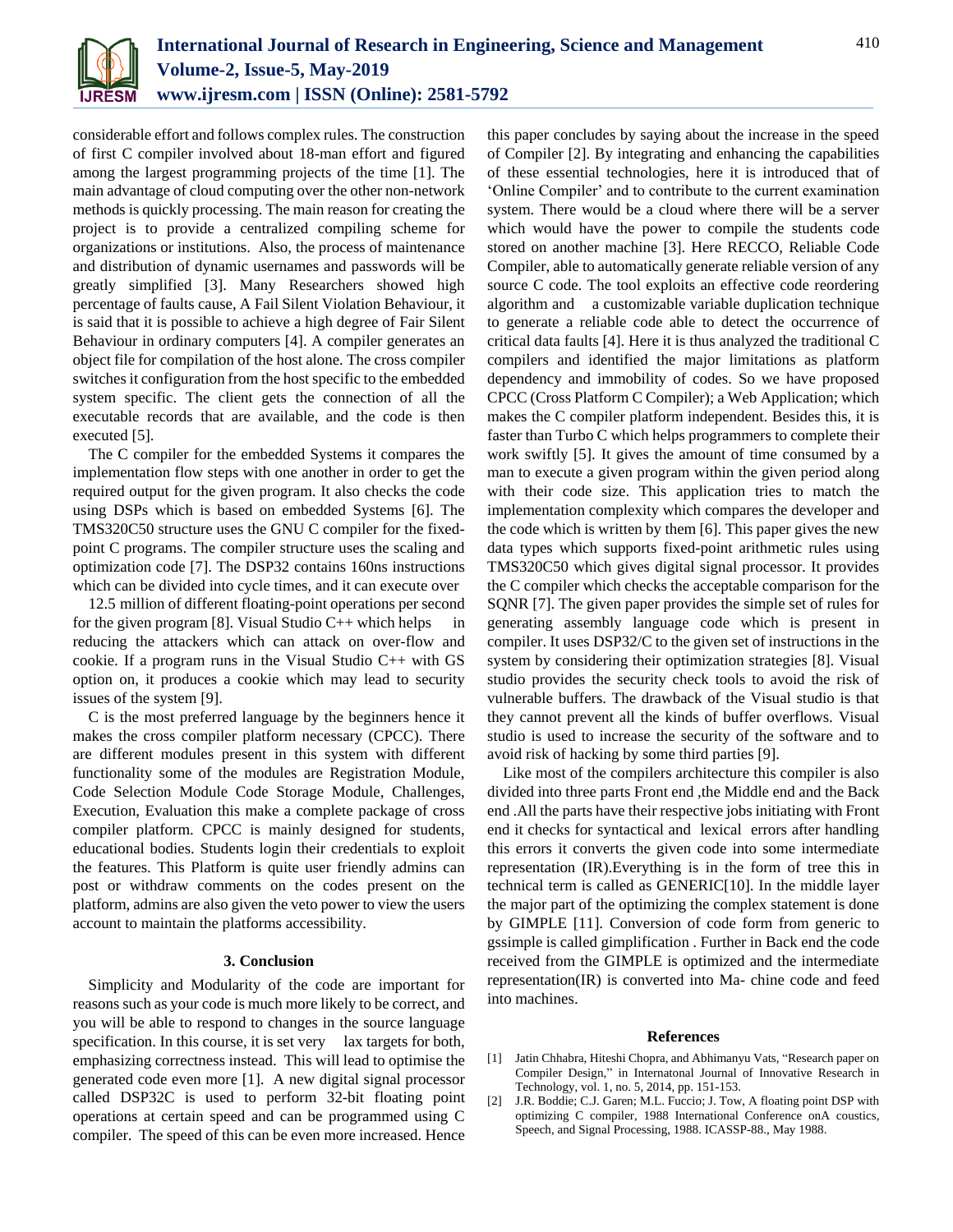considerable effort and follows complex rules. The construction of first C compiler involved about 18-man effort and figured among the largest programming projects of the time [1]. The main advantage of cloud computing over the other non-network methods is quickly processing. The main reason for creating the project is to provide a centralized compiling scheme for organizations or institutions. Also, the process of maintenance and distribution of dynamic usernames and passwords will be greatly simplified [3]. Many Researchers showed high percentage of faults cause, A Fail Silent Violation Behaviour, it is said that it is possible to achieve a high degree of Fair Silent Behaviour in ordinary computers [4]. A compiler generates an object file for compilation of the host alone. The cross compiler switches it configuration from the host specific to the embedded system specific. The client gets the connection of all the executable records that are available, and the code is then executed [5].

The C compiler for the embedded Systems it compares the implementation flow steps with one another in order to get the required output for the given program. It also checks the code using DSPs which is based on embedded Systems [6]. The TMS320C50 structure uses the GNU C compiler for the fixed-point C programs. The compiler structure uses the scaling and optimization code [7]. The DSP32 contains 160ns instructions which can be divided into cycle times, and it can execute over

12.5 million of different floating-point operations per second for the given program [8]. Visual Studio C++ which helps in reducing the attackers which can attack on over-flow and cookie. If a program runs in the Visual Studio C++ with GS option on, it produces a cookie which may lead to security issues of the system [9].

C is the most preferred language by the beginners hence it makes the cross compiler platform necessary (CPCC). There are different modules present in this system with different functionality some of the modules are Registration Module, Code Selection Module Code Storage Module, Challenges, Execution, Evaluation this make a complete package of cross compiler platform. CPCC is mainly designed for students, educational bodies. Students login their credentials to exploit the features. This Platform is quite user friendly admins can post or withdraw comments on the codes present on the platform, admins are also given the veto power to view the users account to maintain the platforms accessibility.

## 3. Conclusion

Simplicity and Modularity of the code are important for reasons such as your code is much more likely to be correct, and you will be able to respond to changes in the source language specification. In this course, it is set very lax targets for both, emphasizing correctness instead. This will lead to optimise the generated code even more [1]. A new digital signal processor called DSP32C is used to perform 32-bit floating point operations at certain speed and can be programmed using C compiler. The speed of this can be even more increased. Hence this paper concludes by saying about the increase in the speed of Compiler [2]. By integrating and enhancing the capabilities of these essential technologies, here it is introduced that of 'Online Compiler' and to contribute to the current examination system. There would be a cloud where there will be a server which would have the power to compile the students code stored on another machine [3]. Here RECCO, Reliable Code Compiler, able to automatically generate reliable version of any source C code. The tool exploits an effective code reordering algorithm and a customizable variable duplication technique to generate a reliable code able to detect the occurrence of critical data faults [4]. Here it is thus analyzed the traditional C compilers and identified the major limitations as platform dependency and immobility of codes. So we have proposed CPCC (Cross Platform C Compiler); a Web Application; which makes the C compiler platform independent. Besides this, it is faster than Turbo C which helps programmers to complete their work swiftly [5]. It gives the amount of time consumed by a man to execute a given program within the given period along with their code size. This application tries to match the implementation complexity which compares the developer and the code which is written by them [6]. This paper gives the new data types which supports fixed-point arithmetic rules using TMS320C50 which gives digital signal processor. It provides the C compiler which checks the acceptable comparison for the SQNR [7]. The given paper provides the simple set of rules for generating assembly language code which is present in compiler. It uses DSP32/C to the given set of instructions in the system by considering their optimization strategies [8]. Visual studio provides the security check tools to avoid the risk of vulnerable buffers. The drawback of the Visual studio is that they cannot prevent all the kinds of buffer overflows. Visual studio is used to increase the security of the software and to avoid risk of hacking by some third parties [9].

Like most of the compilers architecture this compiler is also divided into three parts Front end ,the Middle end and the Back end .All the parts have their respective jobs initiating with Front end it checks for syntactical and lexical errors after handling this errors it converts the given code into some intermediate representation (IR).Everything is in the form of tree this in technical term is called as GENERIC[10]. In the middle layer the major part of the optimizing the complex statement is done by GIMPLE [11]. Conversion of code form from generic to gssimple is called gimplification . Further in Back end the code received from the GIMPLE is optimized and the intermediate representation(IR) is converted into Ma- chine code and feed into machines.

## References

[1] Jatin Chhabra, Hiteshi Chopra, and Abhimanyu Vats, "Research paper on Compiler Design," in Internatonal Journal of Innovative Research in Technology, vol. 1, no. 5, 2014, pp. 151-153.

[2] J.R. Boddie; C.J. Garen; M.L. Fuccio; J. Tow, A floating point DSP with optimizing C compiler, 1988 International Conference onA coustics, Speech, and Signal Processing, 1988. ICASSP-88., May 1988.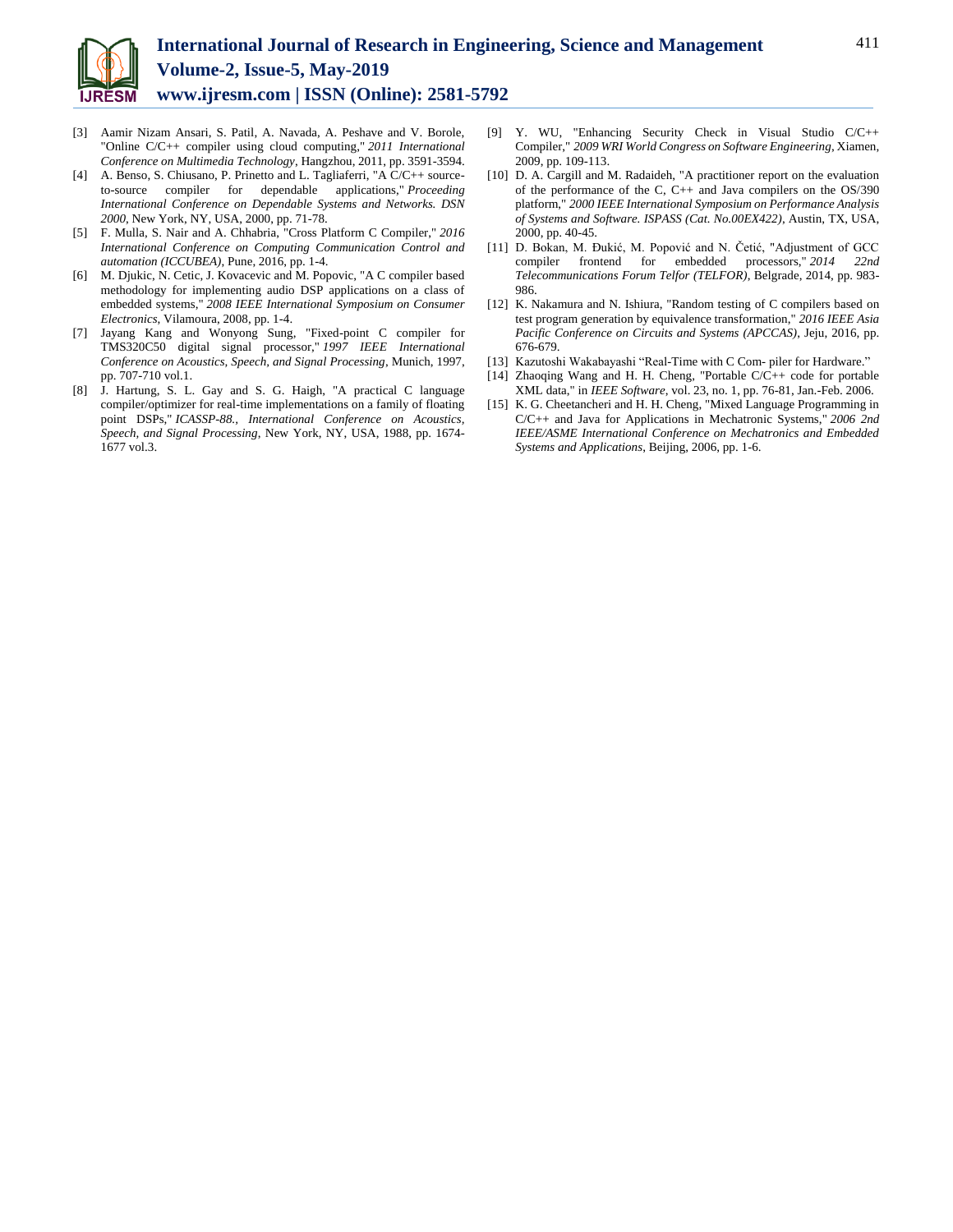[3] Aamir Nizam Ansari, S. Patil, A. Navada, A. Peshave and V. Borole, "Online C/C++ compiler using cloud computing," *2011 International Conference on Multimedia Technology*, Hangzhou, 2011, pp. 3591-3594.

[4] A. Benso, S. Chiusano, P. Prinetto and L. Tagliaferri, "A C/C++ source-to-source compiler for dependable applications," *Proceeding International Conference on Dependable Systems and Networks. DSN 2000*, New York, NY, USA, 2000, pp. 71-78.

[5] F. Mulla, S. Nair and A. Chhabria, "Cross Platform C Compiler," *2016 International Conference on Computing Communication Control and automation (ICCUBEA)*, Pune, 2016, pp. 1-4.

[6] M. Djukic, N. Cetic, J. Kovacevic and M. Popovic, "A C compiler based methodology for implementing audio DSP applications on a class of embedded systems," *2008 IEEE International Symposium on Consumer Electronics*, Vilamoura, 2008, pp. 1-4.

[7] Jayang Kang and Wonyong Sung, "Fixed-point C compiler for TMS320C50 digital signal processor," *1997 IEEE International Conference on Acoustics, Speech, and Signal Processing*, Munich, 1997, pp. 707-710 vol.1.

[8] J. Hartung, S. L. Gay and S. G. Haigh, "A practical C language compiler/optimizer for real-time implementations on a family of floating point DSPs," *ICASSP-88., International Conference on Acoustics, Speech, and Signal Processing*, New York, NY, USA, 1988, pp. 1674-1677 vol.3.

[9] Y. WU, "Enhancing Security Check in Visual Studio C/C++ Compiler," *2009 WRI World Congress on Software Engineering*, Xiamen, 2009, pp. 109-113.

[10] D. A. Cargill and M. Radaideh, "A practitioner report on the evaluation of the performance of the C, C++ and Java compilers on the OS/390 platform," *2000 IEEE International Symposium on Performance Analysis of Systems and Software. ISPASS (Cat. No.00EX422)*, Austin, TX, USA, 2000, pp. 40-45.

[11] D. Bokan, M. Đukić, M. Popović and N. Četić, "Adjustment of GCC compiler frontend for embedded processors," *2014 22nd Telecommunications Forum Telfor (TELFOR)*, Belgrade, 2014, pp. 983-986.

[12] K. Nakamura and N. Ishiura, "Random testing of C compilers based on test program generation by equivalence transformation," *2016 IEEE Asia Pacific Conference on Circuits and Systems (APCCAS)*, Jeju, 2016, pp. 676-679.

[13] Kazutoshi Wakabayashi "Real-Time with C Com- piler for Hardware."

[14] Zhaoqing Wang and H. H. Cheng, "Portable C/C++ code for portable XML data," in *IEEE Software*, vol. 23, no. 1, pp. 76-81, Jan.-Feb. 2006.

[15] K. G. Cheetancheri and H. H. Cheng, "Mixed Language Programming in C/C++ and Java for Applications in Mechatronic Systems," *2006 2nd IEEE/ASME International Conference on Mechatronics and Embedded Systems and Applications*, Beijing, 2006, pp. 1-6.